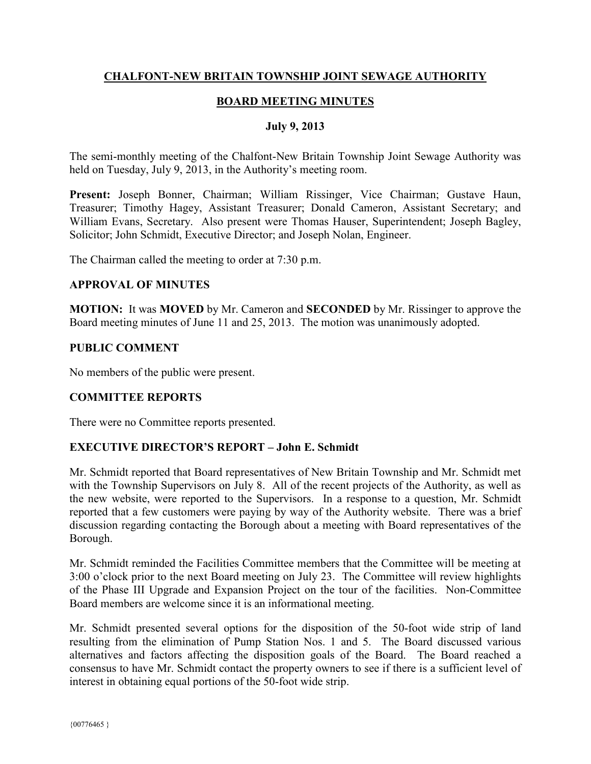# CHALFONT-NEW BRITAIN TOWNSHIP JOINT SEWAGE AUTHORITY

## BOARD MEETING MINUTES

### July 9, 2013

The semi-monthly meeting of the Chalfont-New Britain Township Joint Sewage Authority was held on Tuesday, July 9, 2013, in the Authority's meeting room.

**Present:** Joseph Bonner, Chairman; William Rissinger, Vice Chairman; Gustave Haun, Treasurer; Timothy Hagey, Assistant Treasurer; Donald Cameron, Assistant Secretary; and William Evans, Secretary. Also present were Thomas Hauser, Superintendent; Joseph Bagley, Solicitor; John Schmidt, Executive Director; and Joseph Nolan, Engineer.

The Chairman called the meeting to order at 7:30 p.m.

### APPROVAL OF MINUTES

**MOTION:** It was **MOVED** by Mr. Cameron and **SECONDED** by Mr. Rissinger to approve the Board meeting minutes of June 11 and 25, 2013. The motion was unanimously adopted.

### PUBLIC COMMENT

No members of the public were present.

### COMMITTEE REPORTS

There were no Committee reports presented.

### EXECUTIVE DIRECTOR'S REPORT – John E. Schmidt

Mr. Schmidt reported that Board representatives of New Britain Township and Mr. Schmidt met with the Township Supervisors on July 8. All of the recent projects of the Authority, as well as the new website, were reported to the Supervisors. In a response to a question, Mr. Schmidt reported that a few customers were paying by way of the Authority website. There was a brief discussion regarding contacting the Borough about a meeting with Board representatives of the Borough.

Mr. Schmidt reminded the Facilities Committee members that the Committee will be meeting at 3:00 o'clock prior to the next Board meeting on July 23. The Committee will review highlights of the Phase III Upgrade and Expansion Project on the tour of the facilities. Non-Committee Board members are welcome since it is an informational meeting.

Mr. Schmidt presented several options for the disposition of the 50-foot wide strip of land resulting from the elimination of Pump Station Nos. 1 and 5. The Board discussed various alternatives and factors affecting the disposition goals of the Board. The Board reached a consensus to have Mr. Schmidt contact the property owners to see if there is a sufficient level of interest in obtaining equal portions of the 50-foot wide strip.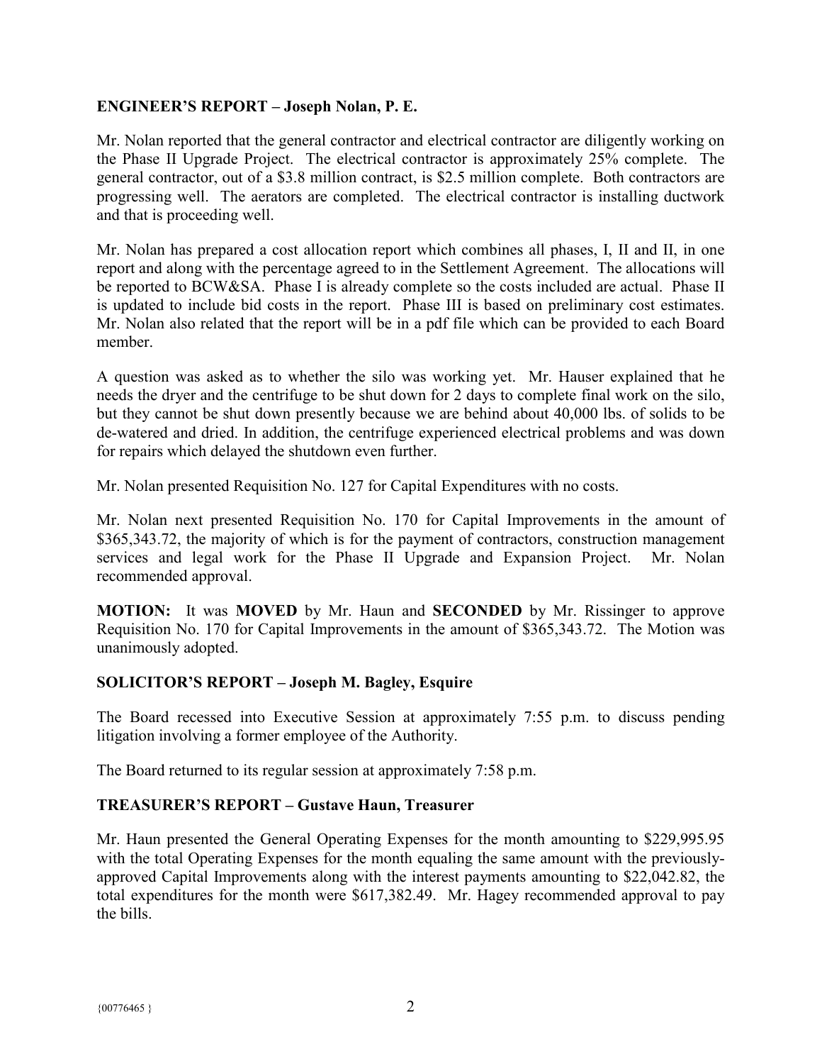**ENGINEER'S REPORT – Joseph Nolan, P. E.**

Mr. Nolan reported that the general contractor and electrical contractor are diligently working on the Phase II Upgrade Project. The electrical contractor is approximately 25% complete. The general contractor, out of a $3.8 million contract, is $2.5 million complete. Both contractors are progressing well. The aerators are completed. The electrical contractor is installing ductwork and that is proceeding well.

Mr. Nolan has prepared a cost allocation report which combines all phases, I, II and II, in one report and along with the percentage agreed to in the Settlement Agreement. The allocations will be reported to BCW&SA. Phase I is already complete so the costs included are actual. Phase II is updated to include bid costs in the report. Phase III is based on preliminary cost estimates. Mr. Nolan also related that the report will be in a pdf file which can be provided to each Board member.

A question was asked as to whether the silo was working yet. Mr. Hauser explained that he needs the dryer and the centrifuge to be shut down for 2 days to complete final work on the silo, but they cannot be shut down presently because we are behind about 40,000 lbs. of solids to be de-watered and dried. In addition, the centrifuge experienced electrical problems and was down for repairs which delayed the shutdown even further.

Mr. Nolan presented Requisition No. 127 for Capital Expenditures with no costs.

Mr. Nolan next presented Requisition No. 170 for Capital Improvements in the amount of $365,343.72, the majority of which is for the payment of contractors, construction management services and legal work for the Phase II Upgrade and Expansion Project. Mr. Nolan recommended approval.

**MOTION:** It was **MOVED** by Mr. Haun and **SECONDED** by Mr. Rissinger to approve Requisition No. 170 for Capital Improvements in the amount of $365,343.72. The Motion was unanimously adopted.

**SOLICITOR'S REPORT – Joseph M. Bagley, Esquire**

The Board recessed into Executive Session at approximately 7:55 p.m. to discuss pending litigation involving a former employee of the Authority.

The Board returned to its regular session at approximately 7:58 p.m.

**TREASURER'S REPORT – Gustave Haun, Treasurer**

Mr. Haun presented the General Operating Expenses for the month amounting to $229,995.95 with the total Operating Expenses for the month equaling the same amount with the previously-approved Capital Improvements along with the interest payments amounting to $22,042.82, the total expenditures for the month were $617,382.49. Mr. Hagey recommended approval to pay the bills.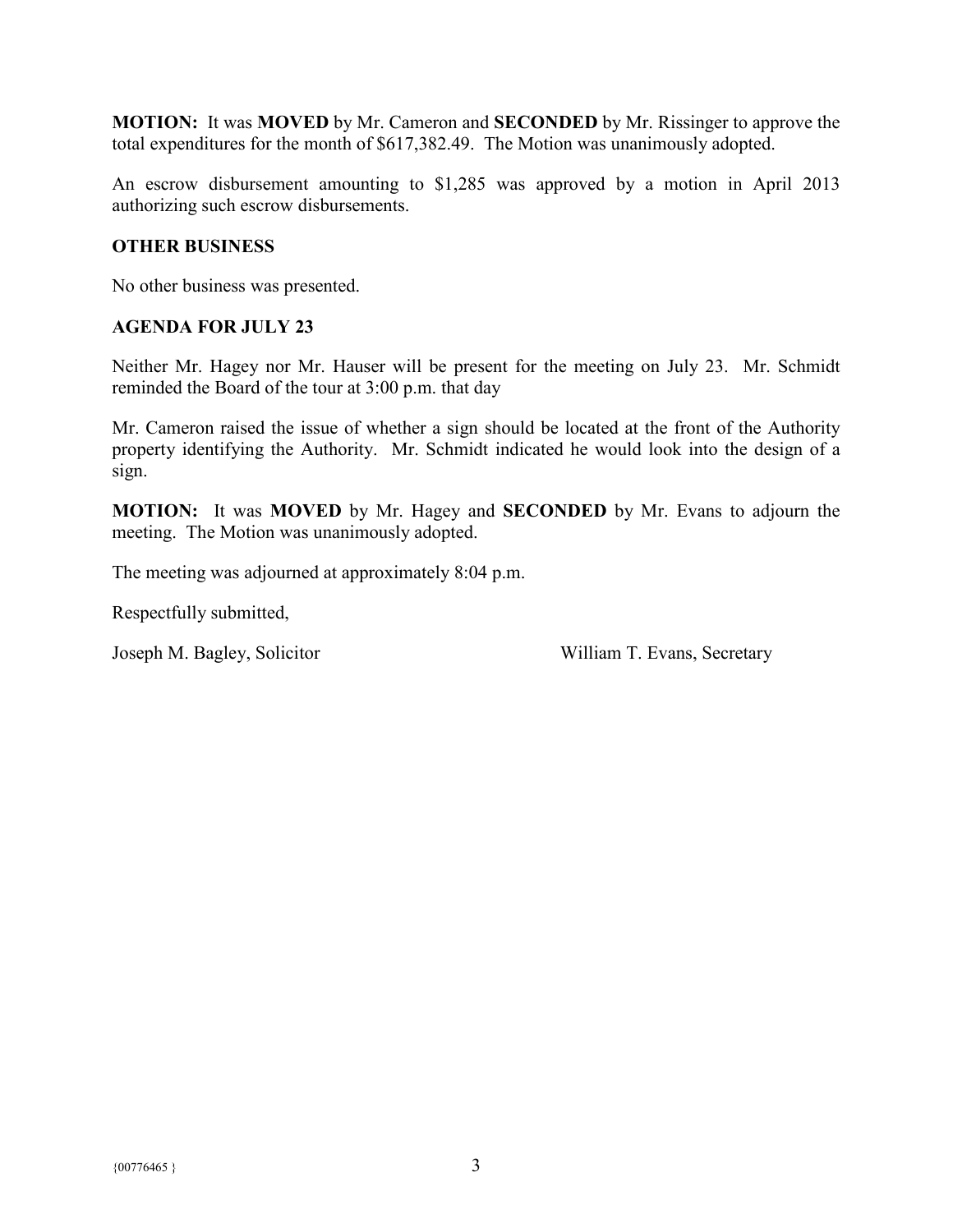**MOTION:** It was **MOVED** by Mr. Cameron and **SECONDED** by Mr. Rissinger to approve the total expenditures for the month of $617,382.49. The Motion was unanimously adopted.

An escrow disbursement amounting to $1,285 was approved by a motion in April 2013 authorizing such escrow disbursements.

### OTHER BUSINESS

No other business was presented.

### AGENDA FOR JULY 23

Neither Mr. Hagey nor Mr. Hauser will be present for the meeting on July 23. Mr. Schmidt reminded the Board of the tour at 3:00 p.m. that day

Mr. Cameron raised the issue of whether a sign should be located at the front of the Authority property identifying the Authority. Mr. Schmidt indicated he would look into the design of a sign.

**MOTION:** It was **MOVED** by Mr. Hagey and **SECONDED** by Mr. Evans to adjourn the meeting. The Motion was unanimously adopted.

The meeting was adjourned at approximately 8:04 p.m.

Respectfully submitted,

Joseph M. Bagley, Solicitor

William T. Evans, Secretary

{00776465 }